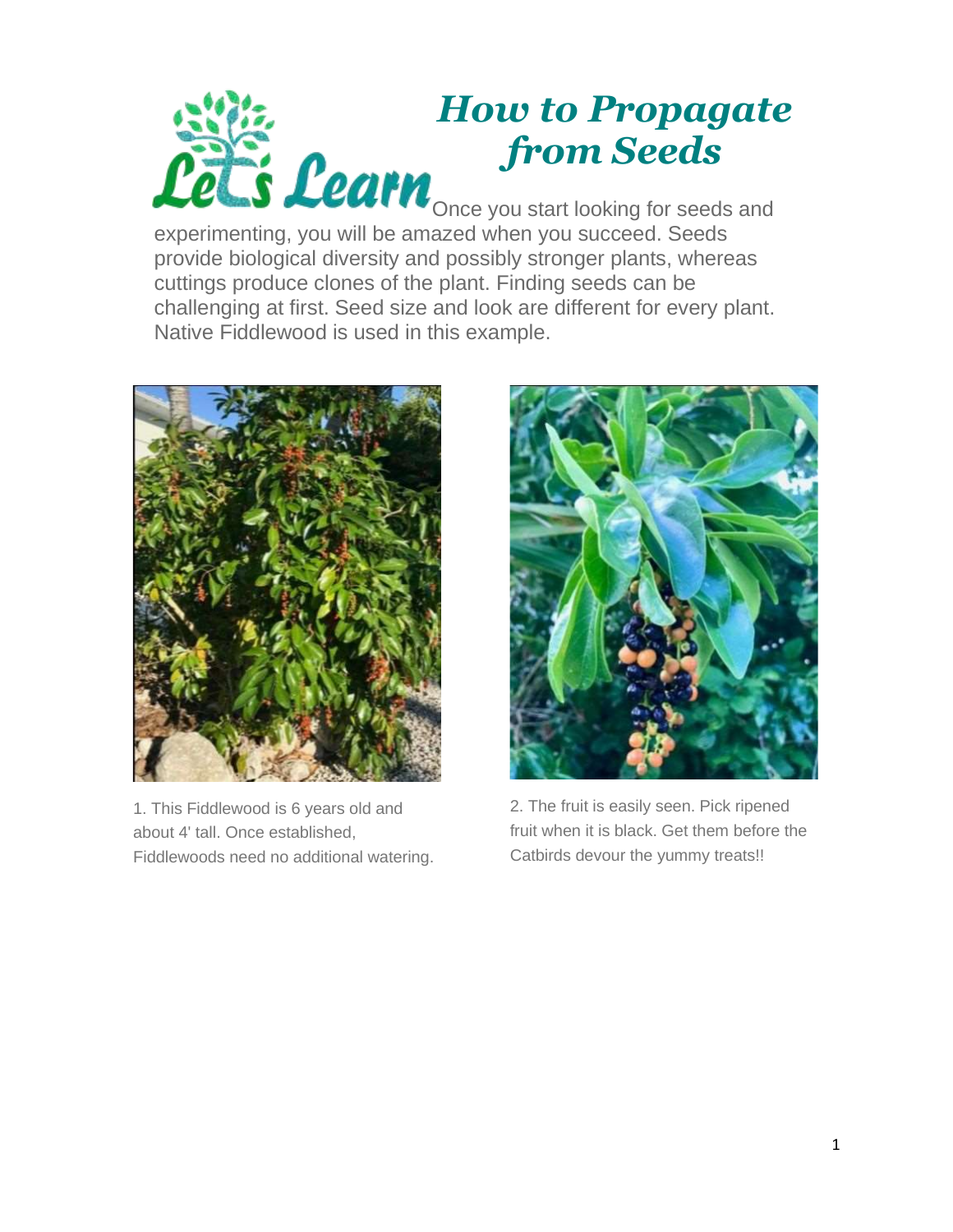# How to Propagate from Seeds

Let's Learn

Once you start looking for seeds and experimenting, you will be amazed when you succeed. Seeds provide biological diversity and possibly stronger plants, whereas cuttings produce clones of the plant. Finding seeds can be challenging at first. Seed size and look are different for every plant. Native Fiddlewood is used in this example.

1. This Fiddlewood is 6 years old and about 4' tall. Once established, Fiddlewoods need no additional watering.

2. The fruit is easily seen. Pick ripened fruit when it is black. Get them before the Catbirds devour the yummy treats!!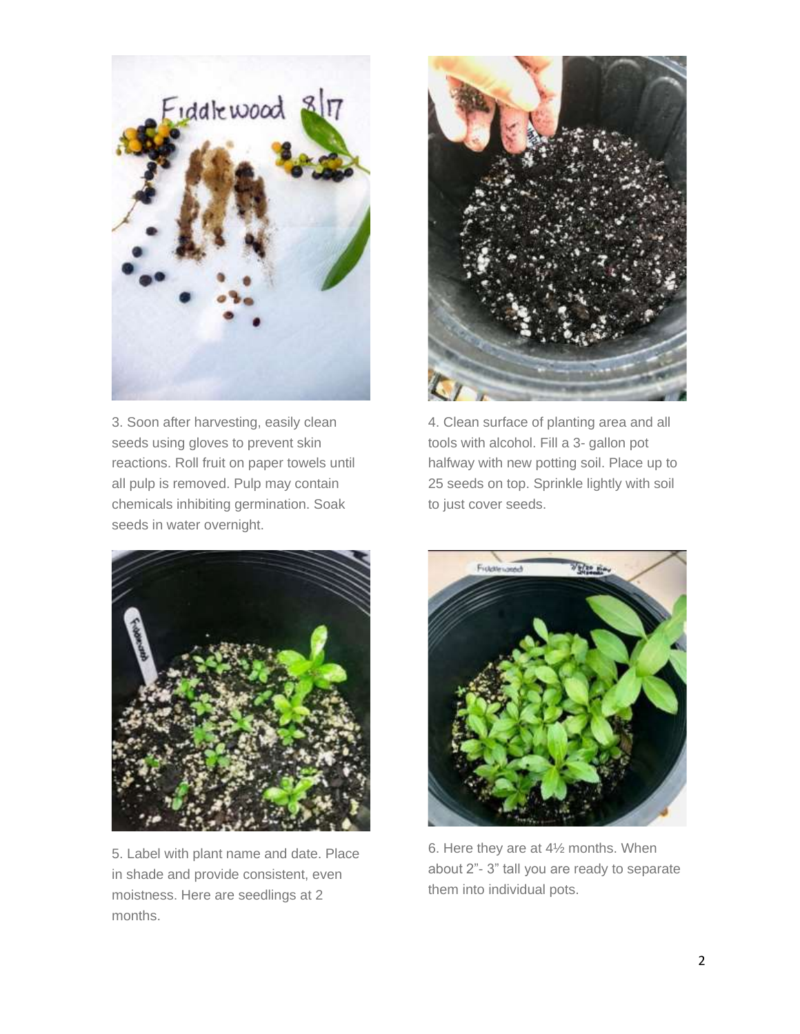3. Soon after harvesting, easily clean seeds using gloves to prevent skin reactions. Roll fruit on paper towels until all pulp is removed. Pulp may contain chemicals inhibiting germination. Soak seeds in water overnight.

4. Clean surface of planting area and all tools with alcohol. Fill a 3- gallon pot halfway with new potting soil. Place up to 25 seeds on top. Sprinkle lightly with soil to just cover seeds.

5. Label with plant name and date. Place in shade and provide consistent, even moistness. Here are seedlings at 2 months.

6. Here they are at 4½ months. When about 2"- 3" tall you are ready to separate them into individual pots.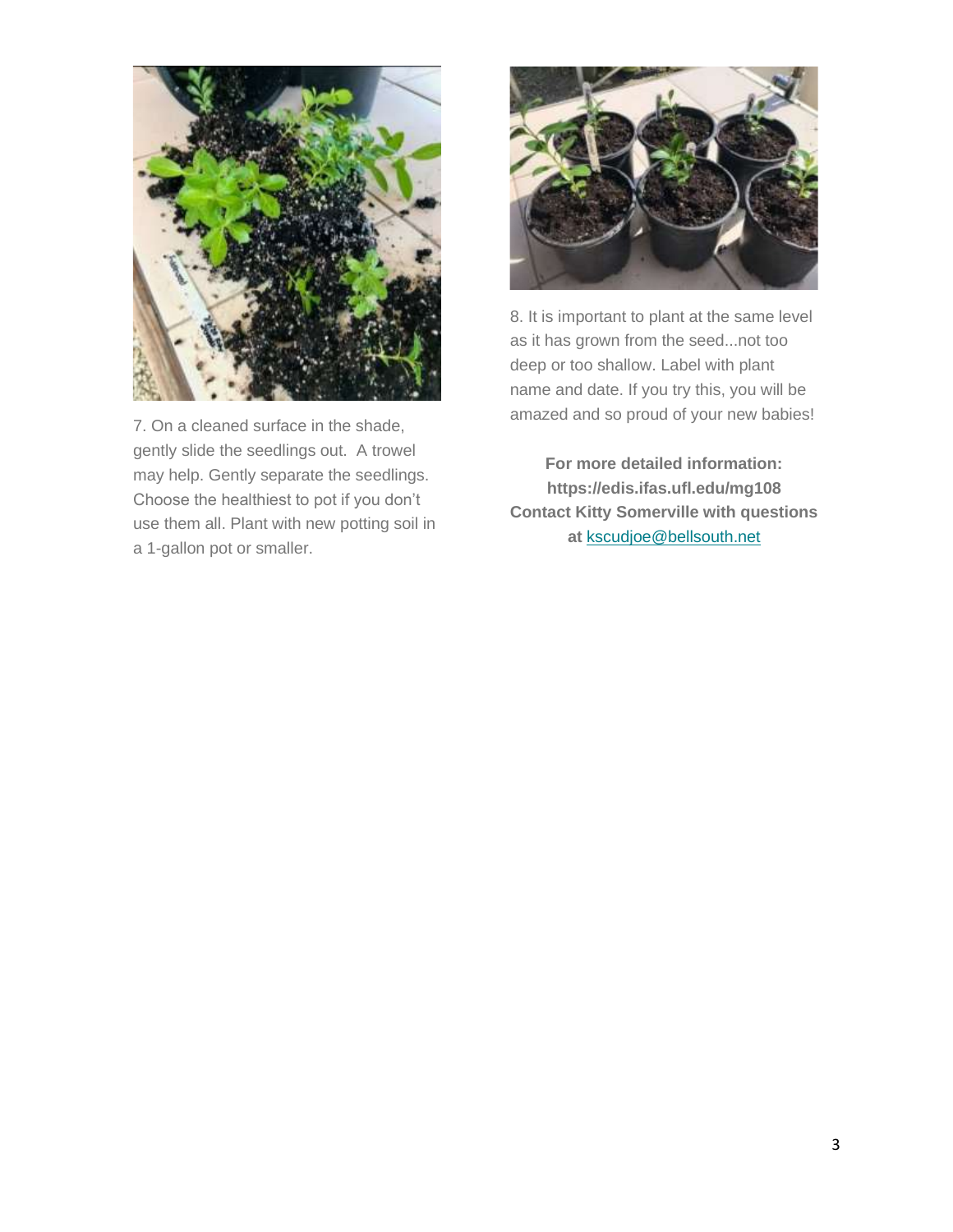7. On a cleaned surface in the shade, gently slide the seedlings out. A trowel may help. Gently separate the seedlings. Choose the healthiest to pot if you don't use them all. Plant with new potting soil in a 1-gallon pot or smaller.

8. It is important to plant at the same level as it has grown from the seed...not too deep or too shallow. Label with plant name and date. If you try this, you will be amazed and so proud of your new babies!

**For more detailed information: https://edis.ifas.ufl.edu/mg108**
**Contact Kitty Somerville with questions at [kscudjoe@bellsouth.net](mailto:kscudjoe@bellsouth.net)**